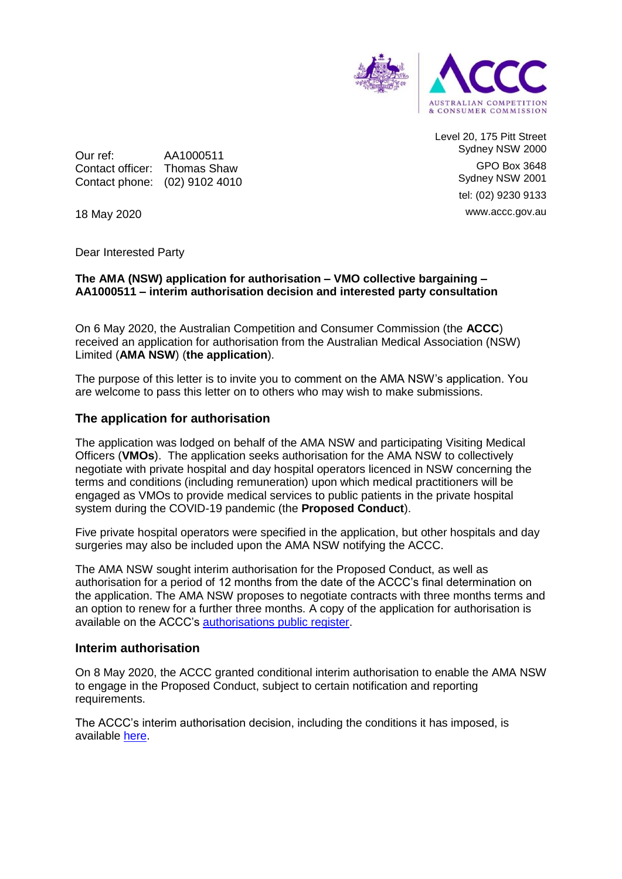Level 20, 175 Pitt Street
Sydney NSW 2000

GPO Box 3648
Sydney NSW 2001

tel: (02) 9230 9133

www.accc.gov.au

Our ref: AA1000511
Contact officer: Thomas Shaw
Contact phone: (02) 9102 4010

18 May 2020

Dear Interested Party

**The AMA (NSW) application for authorisation – VMO collective bargaining – AA1000511 – interim authorisation decision and interested party consultation**

On 6 May 2020, the Australian Competition and Consumer Commission (the **ACCC**) received an application for authorisation from the Australian Medical Association (NSW) Limited (**AMA NSW**) (**the application**).

The purpose of this letter is to invite you to comment on the AMA NSW's application. You are welcome to pass this letter on to others who may wish to make submissions.

## The application for authorisation

The application was lodged on behalf of the AMA NSW and participating Visiting Medical Officers (**VMOs**). The application seeks authorisation for the AMA NSW to collectively negotiate with private hospital and day hospital operators licenced in NSW concerning the terms and conditions (including remuneration) upon which medical practitioners will be engaged as VMOs to provide medical services to public patients in the private hospital system during the COVID-19 pandemic (the **Proposed Conduct**).

Five private hospital operators were specified in the application, but other hospitals and day surgeries may also be included upon the AMA NSW notifying the ACCC.

The AMA NSW sought interim authorisation for the Proposed Conduct, as well as authorisation for a period of 12 months from the date of the ACCC's final determination on the application. The AMA NSW proposes to negotiate contracts with three months terms and an option to renew for a further three months. A copy of the application for authorisation is available on the ACCC's authorisations public register.

## Interim authorisation

On 8 May 2020, the ACCC granted conditional interim authorisation to enable the AMA NSW to engage in the Proposed Conduct, subject to certain notification and reporting requirements.

The ACCC's interim authorisation decision, including the conditions it has imposed, is available here.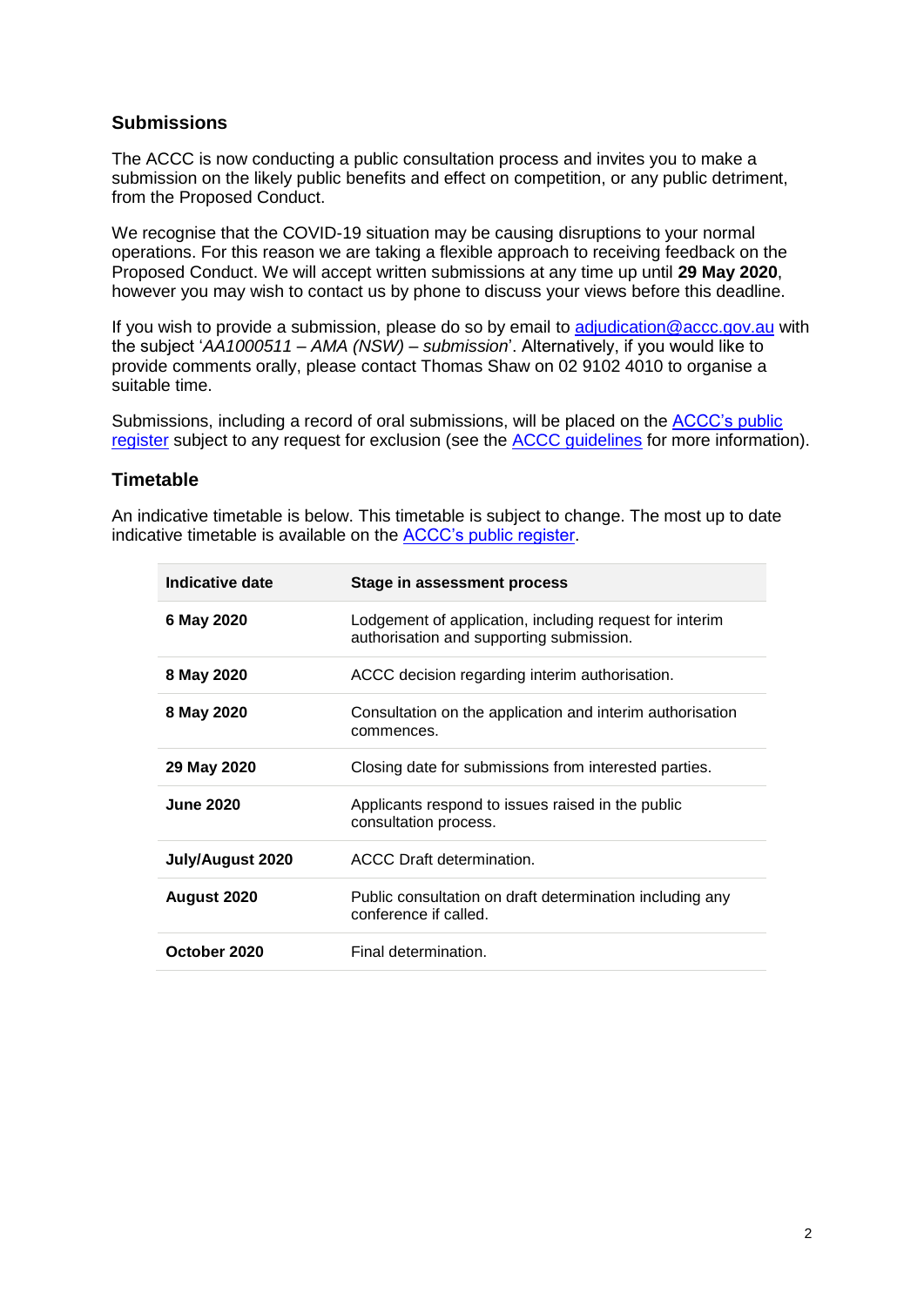## Submissions

The ACCC is now conducting a public consultation process and invites you to make a submission on the likely public benefits and effect on competition, or any public detriment, from the Proposed Conduct.

We recognise that the COVID-19 situation may be causing disruptions to your normal operations. For this reason we are taking a flexible approach to receiving feedback on the Proposed Conduct. We will accept written submissions at any time up until **29 May 2020**, however you may wish to contact us by phone to discuss your views before this deadline.

If you wish to provide a submission, please do so by email to adjudication@accc.gov.au with the subject '*AA1000511 – AMA (NSW) – submission*'. Alternatively, if you would like to provide comments orally, please contact Thomas Shaw on 02 9102 4010 to organise a suitable time.

Submissions, including a record of oral submissions, will be placed on the ACCC's public register subject to any request for exclusion (see the ACCC guidelines for more information).

## Timetable

An indicative timetable is below. This timetable is subject to change. The most up to date indicative timetable is available on the ACCC's public register.

| Indicative date | Stage in assessment process |
|---|---|
| **6 May 2020** | Lodgement of application, including request for interim authorisation and supporting submission. |
| **8 May 2020** | ACCC decision regarding interim authorisation. |
| **8 May 2020** | Consultation on the application and interim authorisation commences. |
| **29 May 2020** | Closing date for submissions from interested parties. |
| **June 2020** | Applicants respond to issues raised in the public consultation process. |
| **July/August 2020** | ACCC Draft determination. |
| **August 2020** | Public consultation on draft determination including any conference if called. |
| **October 2020** | Final determination. |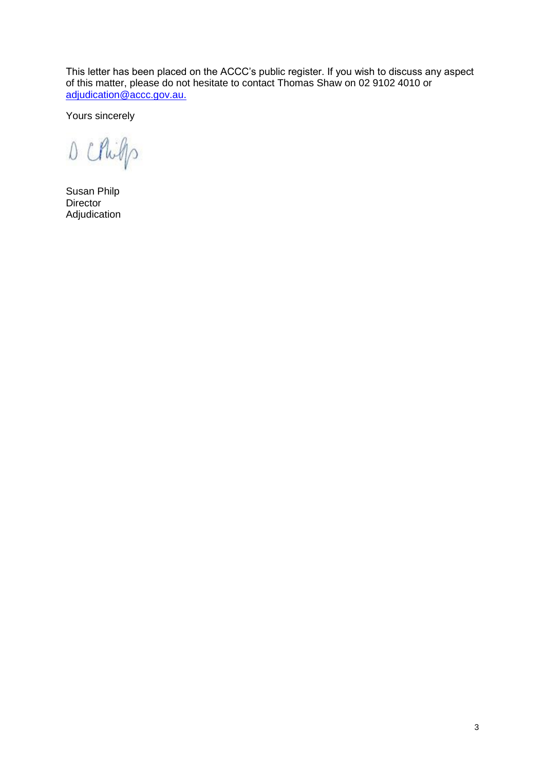This letter has been placed on the ACCC's public register. If you wish to discuss any aspect of this matter, please do not hesitate to contact Thomas Shaw on 02 9102 4010 or adjudication@accc.gov.au.

Yours sincerely

Susan Philp
Director
Adjudication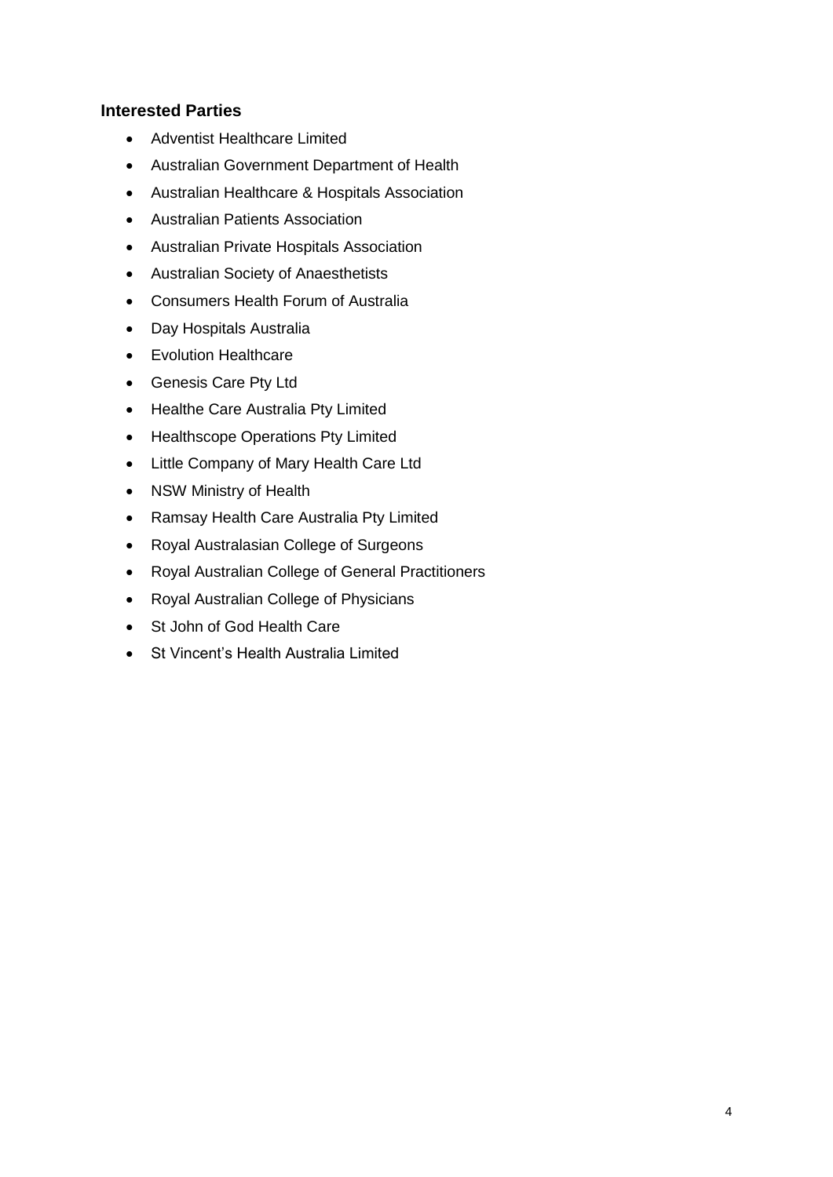### Interested Parties

- Adventist Healthcare Limited
- Australian Government Department of Health
- Australian Healthcare & Hospitals Association
- Australian Patients Association
- Australian Private Hospitals Association
- Australian Society of Anaesthetists
- Consumers Health Forum of Australia
- Day Hospitals Australia
- Evolution Healthcare
- Genesis Care Pty Ltd
- Healthe Care Australia Pty Limited
- Healthscope Operations Pty Limited
- Little Company of Mary Health Care Ltd
- NSW Ministry of Health
- Ramsay Health Care Australia Pty Limited
- Royal Australasian College of Surgeons
- Royal Australian College of General Practitioners
- Royal Australian College of Physicians
- St John of God Health Care
- St Vincent's Health Australia Limited